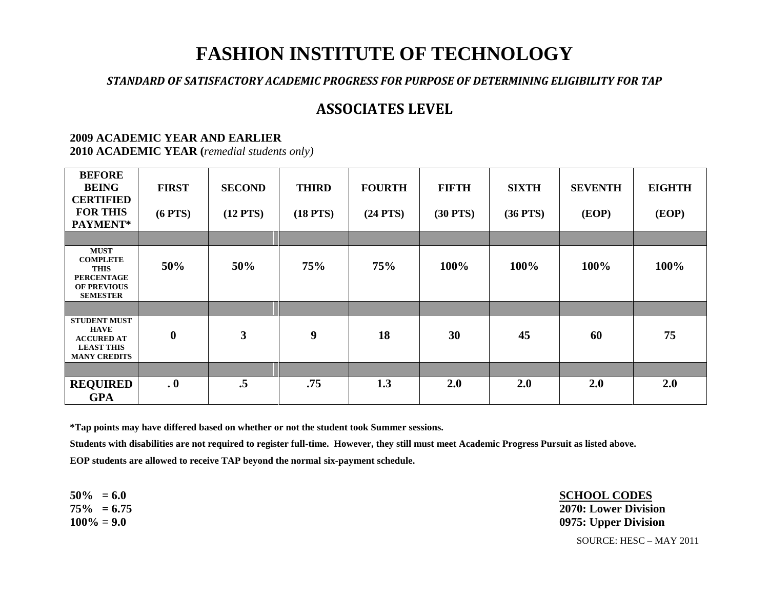# FASHION INSTITUTE OF TECHNOLOGY

***STANDARD OF SATISFACTORY ACADEMIC PROGRESS FOR PURPOSE OF DETERMINING ELIGIBILITY FOR TAP***

## ASSOCIATES LEVEL

**2009 ACADEMIC YEAR AND EARLIER**
**2010 ACADEMIC YEAR (*remedial students only)***

| BEFORE BEING CERTIFIED FOR THIS PAYMENT* | FIRST (6 PTS) | SECOND (12 PTS) | THIRD (18 PTS) | FOURTH (24 PTS) | FIFTH (30 PTS) | SIXTH (36 PTS) | SEVENTH (EOP) | EIGHTH (EOP) |
|---|---|---|---|---|---|---|---|---|
| MUST COMPLETE THIS PERCENTAGE OF PREVIOUS SEMESTER | 50% | 50% | 75% | 75% | 100% | 100% | 100% | 100% |
| STUDENT MUST HAVE ACCURED AT LEAST THIS MANY CREDITS | 0 | 3 | 9 | 18 | 30 | 45 | 60 | 75 |
| REQUIRED GPA | . 0 | .5 | .75 | 1.3 | 2.0 | 2.0 | 2.0 | 2.0 |

**\*Tap points may have differed based on whether or not the student took Summer sessions.**

**Students with disabilities are not required to register full-time. However, they still must meet Academic Progress Pursuit as listed above.**

**EOP students are allowed to receive TAP beyond the normal six-payment schedule.**

**50% = 6.0**
**75% = 6.75**
**100% = 9.0**

**SCHOOL CODES**
**2070: Lower Division**
**0975: Upper Division**

SOURCE: HESC – MAY 2011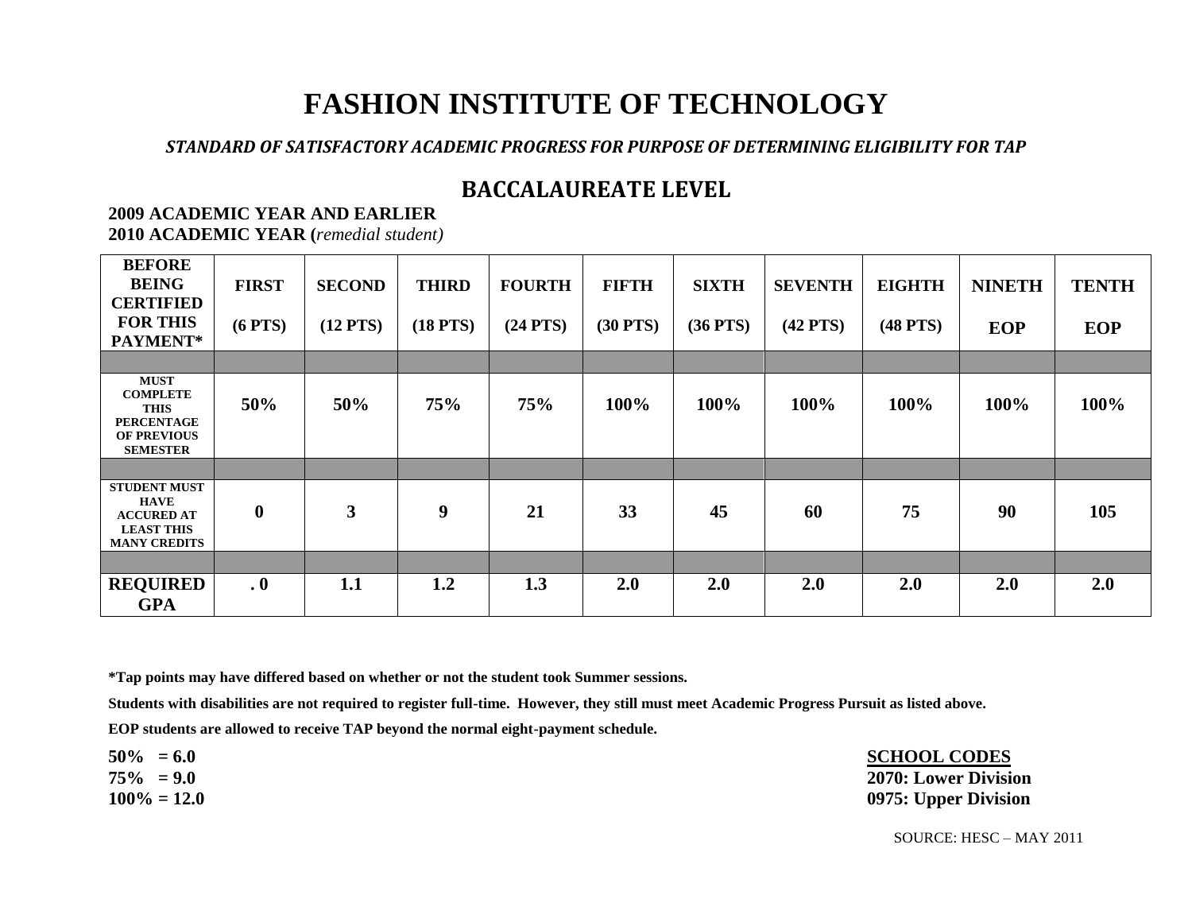# FASHION INSTITUTE OF TECHNOLOGY

***STANDARD OF SATISFACTORY ACADEMIC PROGRESS FOR PURPOSE OF DETERMINING ELIGIBILITY FOR TAP***

## BACCALAUREATE LEVEL

**2009 ACADEMIC YEAR AND EARLIER**
**2010 ACADEMIC YEAR (*remedial student)***

| BEFORE BEING CERTIFIED FOR THIS PAYMENT* | FIRST (6 PTS) | SECOND (12 PTS) | THIRD (18 PTS) | FOURTH (24 PTS) | FIFTH (30 PTS) | SIXTH (36 PTS) | SEVENTH (42 PTS) | EIGHTH (48 PTS) | NINETH EOP | TENTH EOP |
|---|---|---|---|---|---|---|---|---|---|---|
| | | | | | | | | | | |
| MUST COMPLETE THIS PERCENTAGE OF PREVIOUS SEMESTER | 50% | 50% | 75% | 75% | 100% | 100% | 100% | 100% | 100% | 100% |
| | | | | | | | | | | |
| STUDENT MUST HAVE ACCURED AT LEAST THIS MANY CREDITS | 0 | 3 | 9 | 21 | 33 | 45 | 60 | 75 | 90 | 105 |
| | | | | | | | | | | |
| REQUIRED GPA | . 0 | 1.1 | 1.2 | 1.3 | 2.0 | 2.0 | 2.0 | 2.0 | 2.0 | 2.0 |

**\*Tap points may have differed based on whether or not the student took Summer sessions.**

**Students with disabilities are not required to register full-time. However, they still must meet Academic Progress Pursuit as listed above.**

**EOP students are allowed to receive TAP beyond the normal eight-payment schedule.**

**50% = 6.0**
**75% = 9.0**
**100% = 12.0**

**SCHOOL CODES**
**2070: Lower Division**
**0975: Upper Division**

SOURCE: HESC – MAY 2011